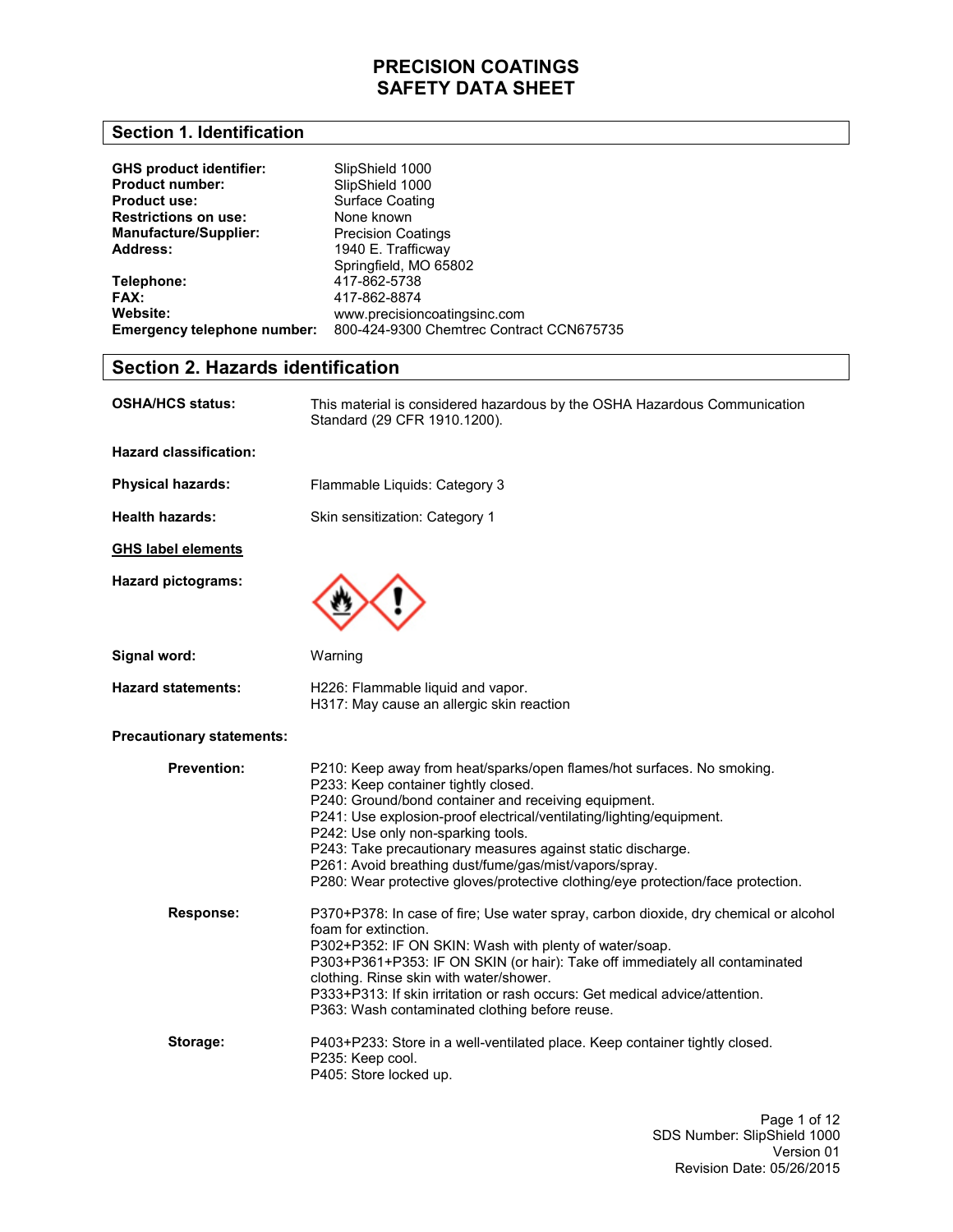# PRECISION COATINGS
# SAFETY DATA SHEET

## Section 1. Identification

**GHS product identifier:** SlipShield 1000
**Product number:** SlipShield 1000
**Product use:** Surface Coating
**Restrictions on use:** None known
**Manufacture/Supplier:** Precision Coatings
**Address:** 1940 E. Trafficway
Springfield, MO 65802
**Telephone:** 417-862-5738
**FAX:** 417-862-8874
**Website:** www.precisioncoatingsinc.com
**Emergency telephone number:** 800-424-9300 Chemtrec Contract CCN675735

## Section 2. Hazards identification

**OSHA/HCS status:** This material is considered hazardous by the OSHA Hazardous Communication Standard (29 CFR 1910.1200).

**Hazard classification:**

**Physical hazards:** Flammable Liquids: Category 3

**Health hazards:** Skin sensitization: Category 1

**GHS label elements**

**Hazard pictograms:**

**Signal word:** Warning

**Hazard statements:**
H226: Flammable liquid and vapor.
H317: May cause an allergic skin reaction

**Precautionary statements:**

**Prevention:**
P210: Keep away from heat/sparks/open flames/hot surfaces. No smoking.
P233: Keep container tightly closed.
P240: Ground/bond container and receiving equipment.
P241: Use explosion-proof electrical/ventilating/lighting/equipment.
P242: Use only non-sparking tools.
P243: Take precautionary measures against static discharge.
P261: Avoid breathing dust/fume/gas/mist/vapors/spray.
P280: Wear protective gloves/protective clothing/eye protection/face protection.

**Response:**
P370+P378: In case of fire; Use water spray, carbon dioxide, dry chemical or alcohol foam for extinction.
P302+P352: IF ON SKIN: Wash with plenty of water/soap.
P303+P361+P353: IF ON SKIN (or hair): Take off immediately all contaminated clothing. Rinse skin with water/shower.
P333+P313: If skin irritation or rash occurs: Get medical advice/attention.
P363: Wash contaminated clothing before reuse.

**Storage:**
P403+P233: Store in a well-ventilated place. Keep container tightly closed.
P235: Keep cool.
P405: Store locked up.

SDS Number: SlipShield 1000
Version 01
Revision Date: 05/26/2015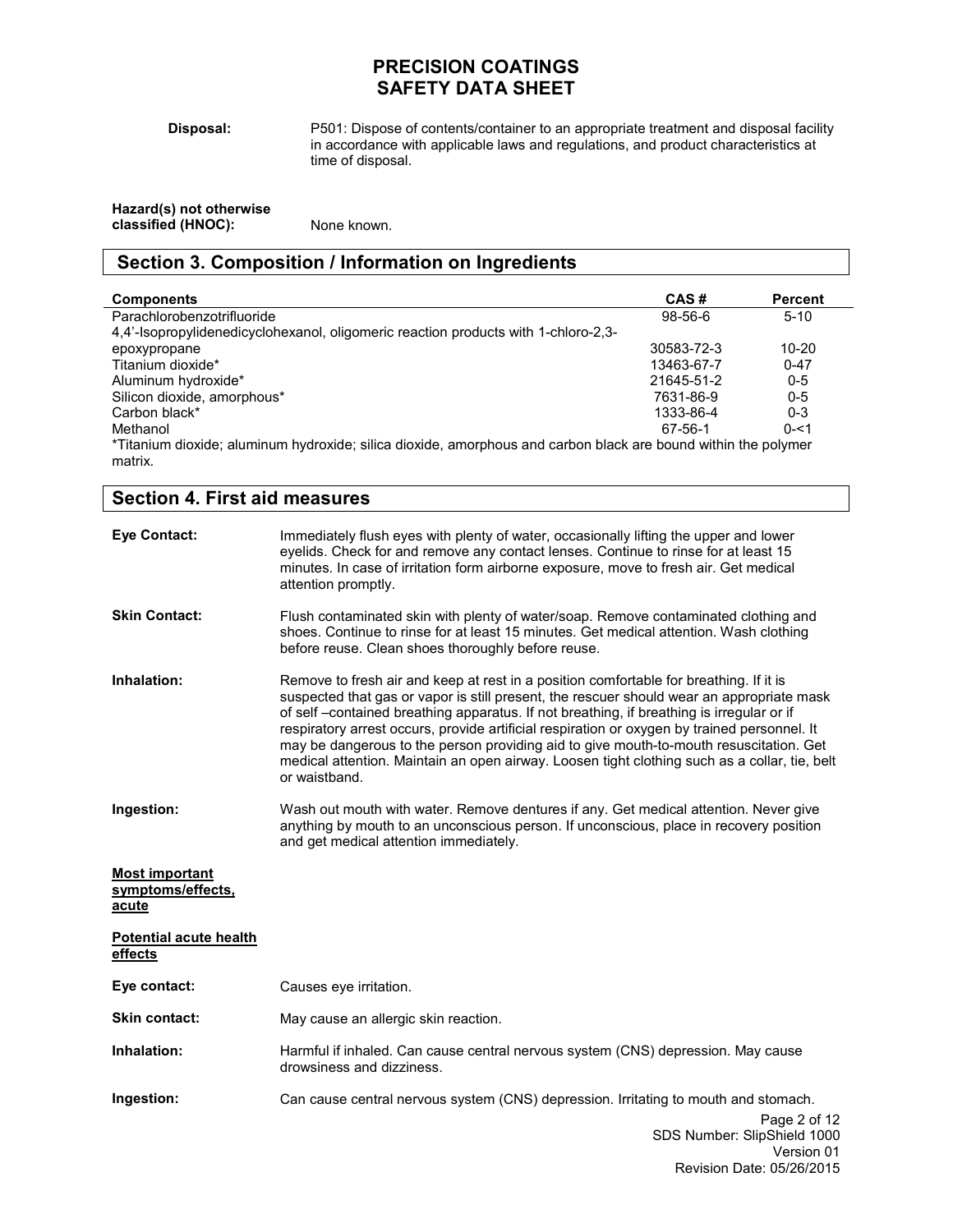**Disposal:** P501: Dispose of contents/container to an appropriate treatment and disposal facility in accordance with applicable laws and regulations, and product characteristics at time of disposal.

**Hazard(s) not otherwise classified (HNOC):** None known.

## Section 3. Composition / Information on Ingredients

| Components | CAS # | Percent |
|---|---|---|
| Parachlorobenzotrifluoride | 98-56-6 | 5-10 |
| 4,4'-Isopropylidenedicyclohexanol, oligomeric reaction products with 1-chloro-2,3-epoxypropane | 30583-72-3 | 10-20 |
| Titanium dioxide* | 13463-67-7 | 0-47 |
| Aluminum hydroxide* | 21645-51-2 | 0-5 |
| Silicon dioxide, amorphous* | 7631-86-9 | 0-5 |
| Carbon black* | 1333-86-4 | 0-3 |
| Methanol | 67-56-1 | 0-<1 |

*Titanium dioxide; aluminum hydroxide; silica dioxide, amorphous and carbon black are bound within the polymer matrix.

## Section 4. First aid measures

**Eye Contact:** Immediately flush eyes with plenty of water, occasionally lifting the upper and lower eyelids. Check for and remove any contact lenses. Continue to rinse for at least 15 minutes. In case of irritation form airborne exposure, move to fresh air. Get medical attention promptly.

**Skin Contact:** Flush contaminated skin with plenty of water/soap. Remove contaminated clothing and shoes. Continue to rinse for at least 15 minutes. Get medical attention. Wash clothing before reuse. Clean shoes thoroughly before reuse.

**Inhalation:** Remove to fresh air and keep at rest in a position comfortable for breathing. If it is suspected that gas or vapor is still present, the rescuer should wear an appropriate mask of self –contained breathing apparatus. If not breathing, if breathing is irregular or if respiratory arrest occurs, provide artificial respiration or oxygen by trained personnel. It may be dangerous to the person providing aid to give mouth-to-mouth resuscitation. Get medical attention. Maintain an open airway. Loosen tight clothing such as a collar, tie, belt or waistband.

**Ingestion:** Wash out mouth with water. Remove dentures if any. Get medical attention. Never give anything by mouth to an unconscious person. If unconscious, place in recovery position and get medical attention immediately.

**Most important symptoms/effects, acute**

**Potential acute health effects**

**Eye contact:** Causes eye irritation.

**Skin contact:** May cause an allergic skin reaction.

**Inhalation:** Harmful if inhaled. Can cause central nervous system (CNS) depression. May cause drowsiness and dizziness.

**Ingestion:** Can cause central nervous system (CNS) depression. Irritating to mouth and stomach.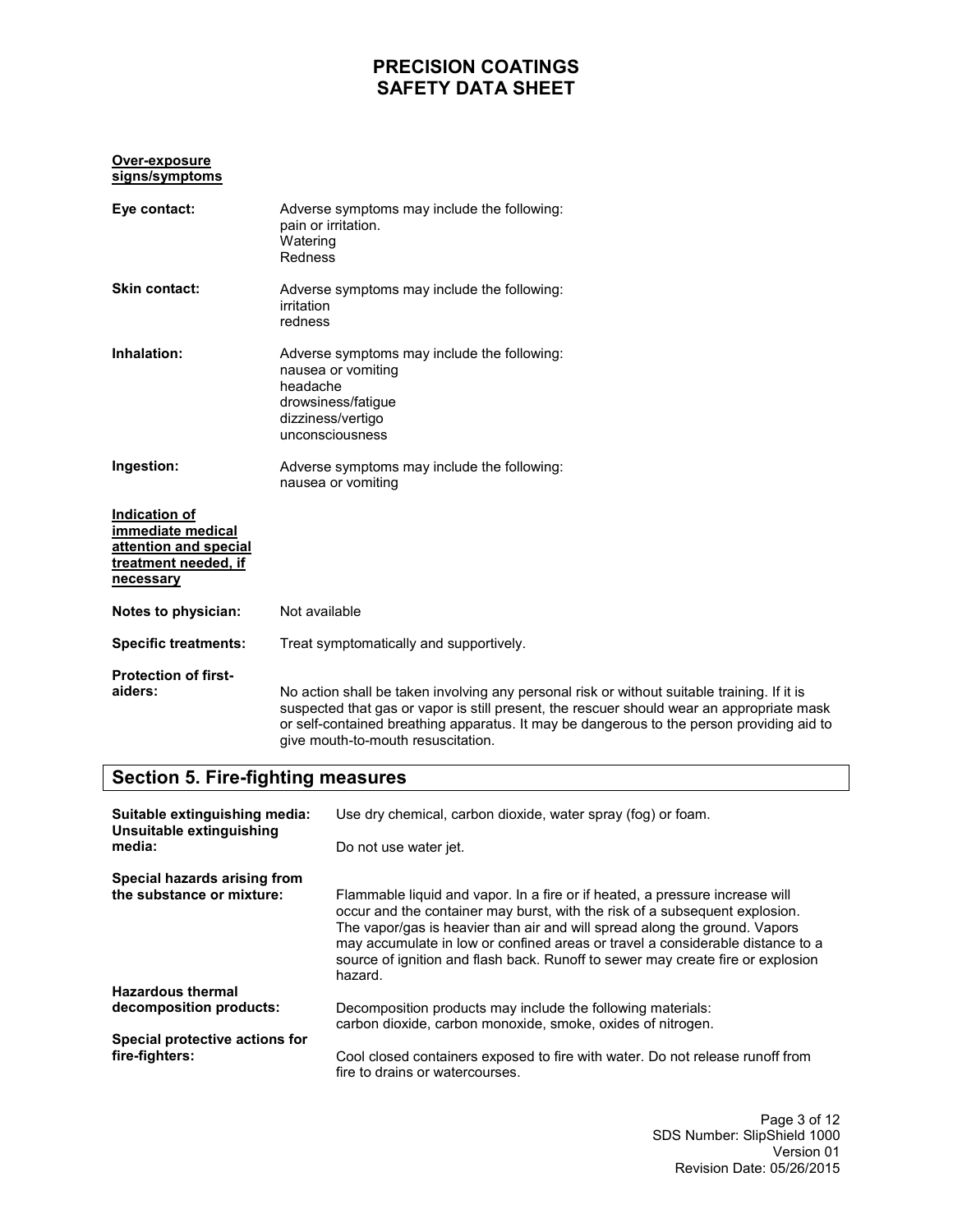**Over-exposure signs/symptoms**

**Eye contact:** Adverse symptoms may include the following:
pain or irritation.
Watering
Redness

**Skin contact:** Adverse symptoms may include the following:
irritation
redness

**Inhalation:** Adverse symptoms may include the following:
nausea or vomiting
headache
drowsiness/fatigue
dizziness/vertigo
unconsciousness

**Ingestion:** Adverse symptoms may include the following:
nausea or vomiting

**Indication of immediate medical attention and special treatment needed, if necessary**

**Notes to physician:** Not available

**Specific treatments:** Treat symptomatically and supportively.

**Protection of first-aiders:** No action shall be taken involving any personal risk or without suitable training. If it is suspected that gas or vapor is still present, the rescuer should wear an appropriate mask or self-contained breathing apparatus. It may be dangerous to the person providing aid to give mouth-to-mouth resuscitation.

## Section 5. Fire-fighting measures

**Suitable extinguishing media:** Use dry chemical, carbon dioxide, water spray (fog) or foam.

**Unsuitable extinguishing media:** Do not use water jet.

**Special hazards arising from the substance or mixture:** Flammable liquid and vapor. In a fire or if heated, a pressure increase will occur and the container may burst, with the risk of a subsequent explosion. The vapor/gas is heavier than air and will spread along the ground. Vapors may accumulate in low or confined areas or travel a considerable distance to a source of ignition and flash back. Runoff to sewer may create fire or explosion hazard.

**Hazardous thermal decomposition products:** Decomposition products may include the following materials:
carbon dioxide, carbon monoxide, smoke, oxides of nitrogen.

**Special protective actions for fire-fighters:** Cool closed containers exposed to fire with water. Do not release runoff from fire to drains or watercourses.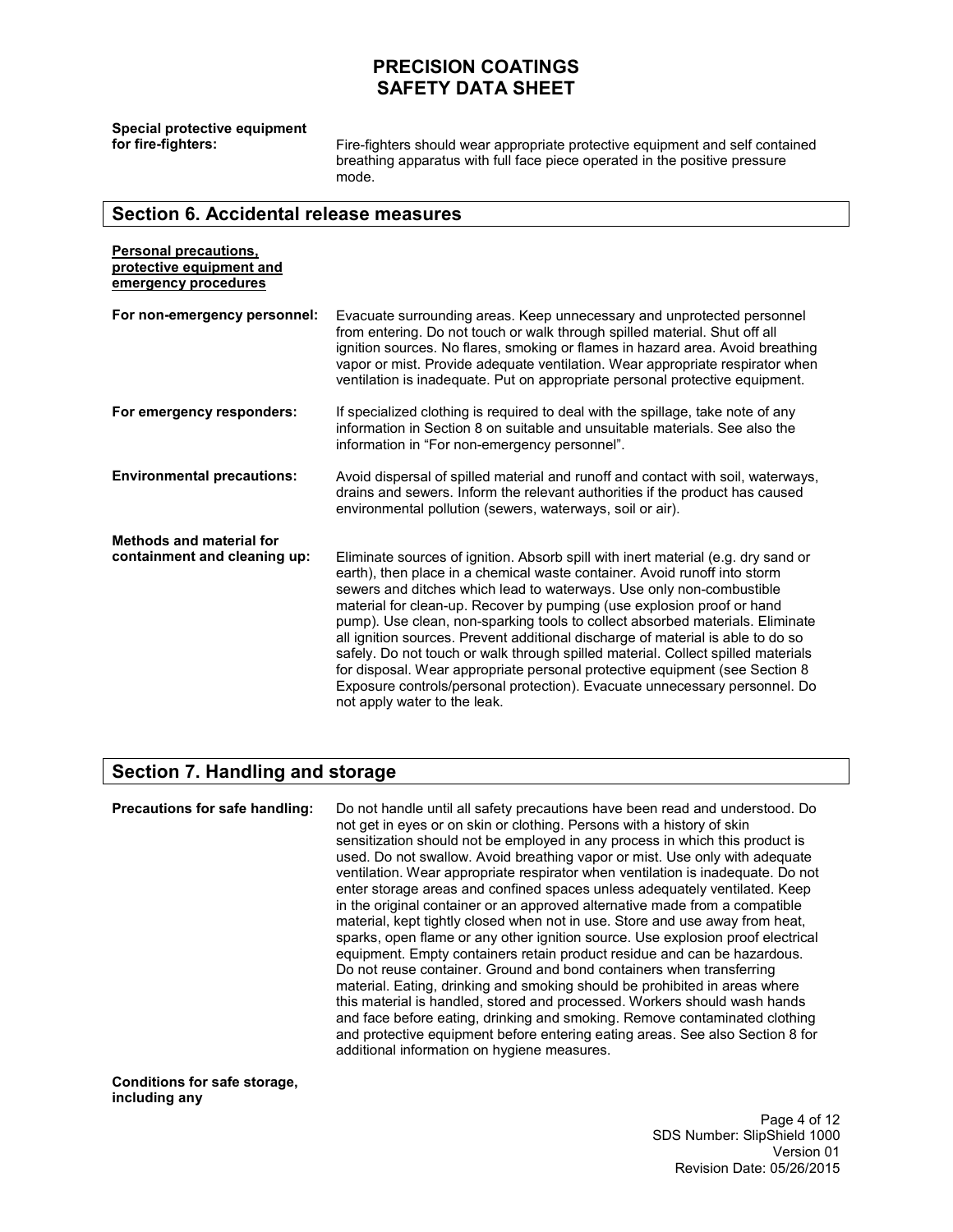**Special protective equipment for fire-fighters:** Fire-fighters should wear appropriate protective equipment and self contained breathing apparatus with full face piece operated in the positive pressure mode.

## Section 6. Accidental release measures

**Personal precautions, protective equipment and emergency procedures**

**For non-emergency personnel:** Evacuate surrounding areas. Keep unnecessary and unprotected personnel from entering. Do not touch or walk through spilled material. Shut off all ignition sources. No flares, smoking or flames in hazard area. Avoid breathing vapor or mist. Provide adequate ventilation. Wear appropriate respirator when ventilation is inadequate. Put on appropriate personal protective equipment.

**For emergency responders:** If specialized clothing is required to deal with the spillage, take note of any information in Section 8 on suitable and unsuitable materials. See also the information in "For non-emergency personnel".

**Environmental precautions:** Avoid dispersal of spilled material and runoff and contact with soil, waterways, drains and sewers. Inform the relevant authorities if the product has caused environmental pollution (sewers, waterways, soil or air).

**Methods and material for containment and cleaning up:** Eliminate sources of ignition. Absorb spill with inert material (e.g. dry sand or earth), then place in a chemical waste container. Avoid runoff into storm sewers and ditches which lead to waterways. Use only non-combustible material for clean-up. Recover by pumping (use explosion proof or hand pump). Use clean, non-sparking tools to collect absorbed materials. Eliminate all ignition sources. Prevent additional discharge of material is able to do so safely. Do not touch or walk through spilled material. Collect spilled materials for disposal. Wear appropriate personal protective equipment (see Section 8 Exposure controls/personal protection). Evacuate unnecessary personnel. Do not apply water to the leak.

## Section 7. Handling and storage

**Precautions for safe handling:** Do not handle until all safety precautions have been read and understood. Do not get in eyes or on skin or clothing. Persons with a history of skin sensitization should not be employed in any process in which this product is used. Do not swallow. Avoid breathing vapor or mist. Use only with adequate ventilation. Wear appropriate respirator when ventilation is inadequate. Do not enter storage areas and confined spaces unless adequately ventilated. Keep in the original container or an approved alternative made from a compatible material, kept tightly closed when not in use. Store and use away from heat, sparks, open flame or any other ignition source. Use explosion proof electrical equipment. Empty containers retain product residue and can be hazardous. Do not reuse container. Ground and bond containers when transferring material. Eating, drinking and smoking should be prohibited in areas where this material is handled, stored and processed. Workers should wash hands and face before eating, drinking and smoking. Remove contaminated clothing and protective equipment before entering eating areas. See also Section 8 for additional information on hygiene measures.

**Conditions for safe storage, including any**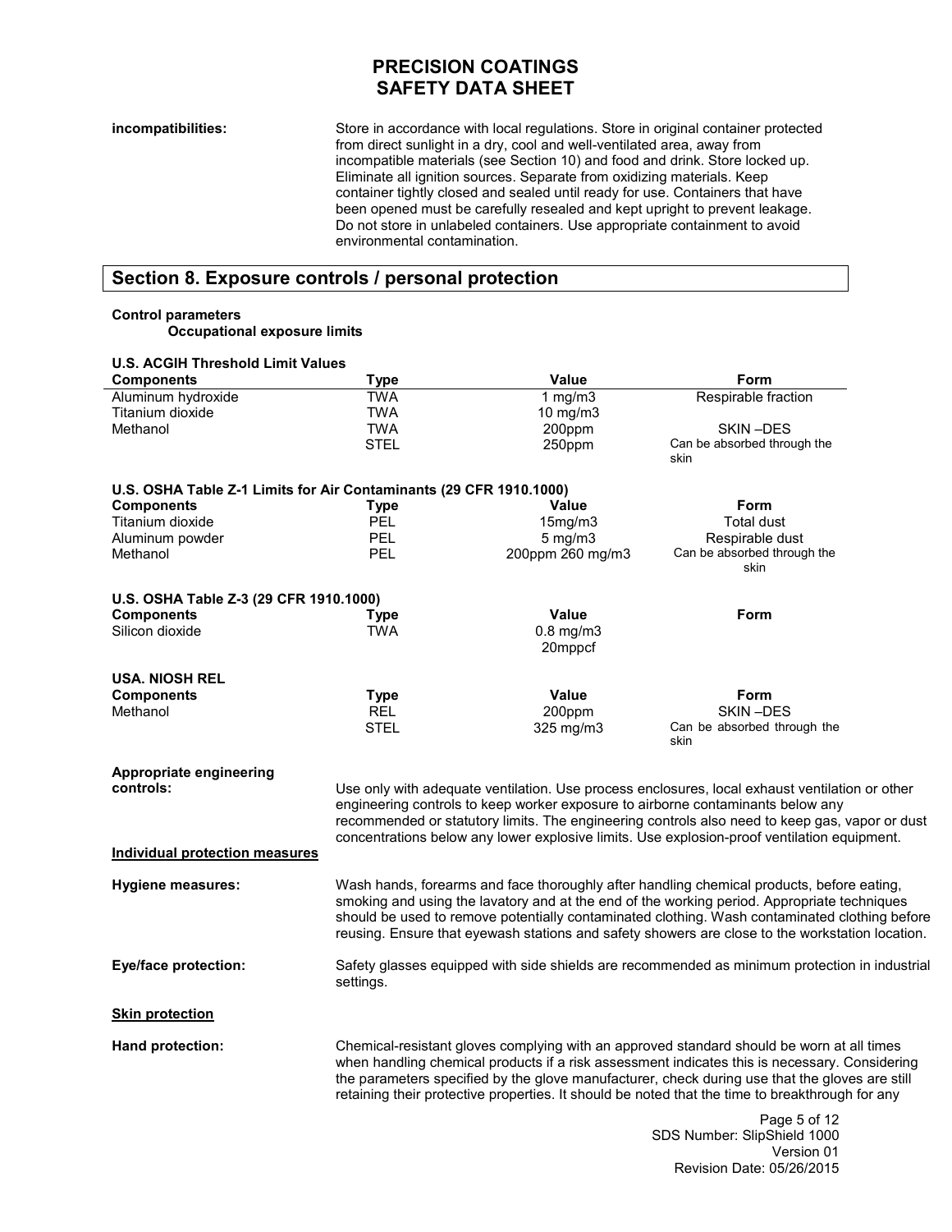**incompatibilities:** Store in accordance with local regulations. Store in original container protected from direct sunlight in a dry, cool and well-ventilated area, away from incompatible materials (see Section 10) and food and drink. Store locked up. Eliminate all ignition sources. Separate from oxidizing materials. Keep container tightly closed and sealed until ready for use. Containers that have been opened must be carefully resealed and kept upright to prevent leakage. Do not store in unlabeled containers. Use appropriate containment to avoid environmental contamination.

## Section 8. Exposure controls / personal protection

**Control parameters**

**Occupational exposure limits**

**U.S. ACGIH Threshold Limit Values**

| Components | Type | Value | Form |
|---|---|---|---|
| Aluminum hydroxide | TWA | 1 mg/m3 | Respirable fraction |
| Titanium dioxide | TWA | 10 mg/m3 | |
| Methanol | TWA | 200ppm | SKIN –DES |
| | STEL | 250ppm | Can be absorbed through the skin |

**U.S. OSHA Table Z-1 Limits for Air Contaminants (29 CFR 1910.1000)**

| Components | Type | Value | Form |
|---|---|---|---|
| Titanium dioxide | PEL | 15mg/m3 | Total dust |
| Aluminum powder | PEL | 5 mg/m3 | Respirable dust |
| Methanol | PEL | 200ppm 260 mg/m3 | Can be absorbed through the skin |

**U.S. OSHA Table Z-3 (29 CFR 1910.1000)**

| Components | Type | Value | Form |
|---|---|---|---|
| Silicon dioxide | TWA | 0.8 mg/m3 20mppcf | |

**USA. NIOSH REL**

| Components | Type | Value | Form |
|---|---|---|---|
| Methanol | REL | 200ppm | SKIN –DES |
| | STEL | 325 mg/m3 | Can be absorbed through the skin |

**Appropriate engineering controls:** Use only with adequate ventilation. Use process enclosures, local exhaust ventilation or other engineering controls to keep worker exposure to airborne contaminants below any recommended or statutory limits. The engineering controls also need to keep gas, vapor or dust concentrations below any lower explosive limits. Use explosion-proof ventilation equipment.

**Individual protection measures**

**Hygiene measures:** Wash hands, forearms and face thoroughly after handling chemical products, before eating, smoking and using the lavatory and at the end of the working period. Appropriate techniques should be used to remove potentially contaminated clothing. Wash contaminated clothing before reusing. Ensure that eyewash stations and safety showers are close to the workstation location.

**Eye/face protection:** Safety glasses equipped with side shields are recommended as minimum protection in industrial settings.

**Skin protection**

**Hand protection:** Chemical-resistant gloves complying with an approved standard should be worn at all times when handling chemical products if a risk assessment indicates this is necessary. Considering the parameters specified by the glove manufacturer, check during use that the gloves are still retaining their protective properties. It should be noted that the time to breakthrough for any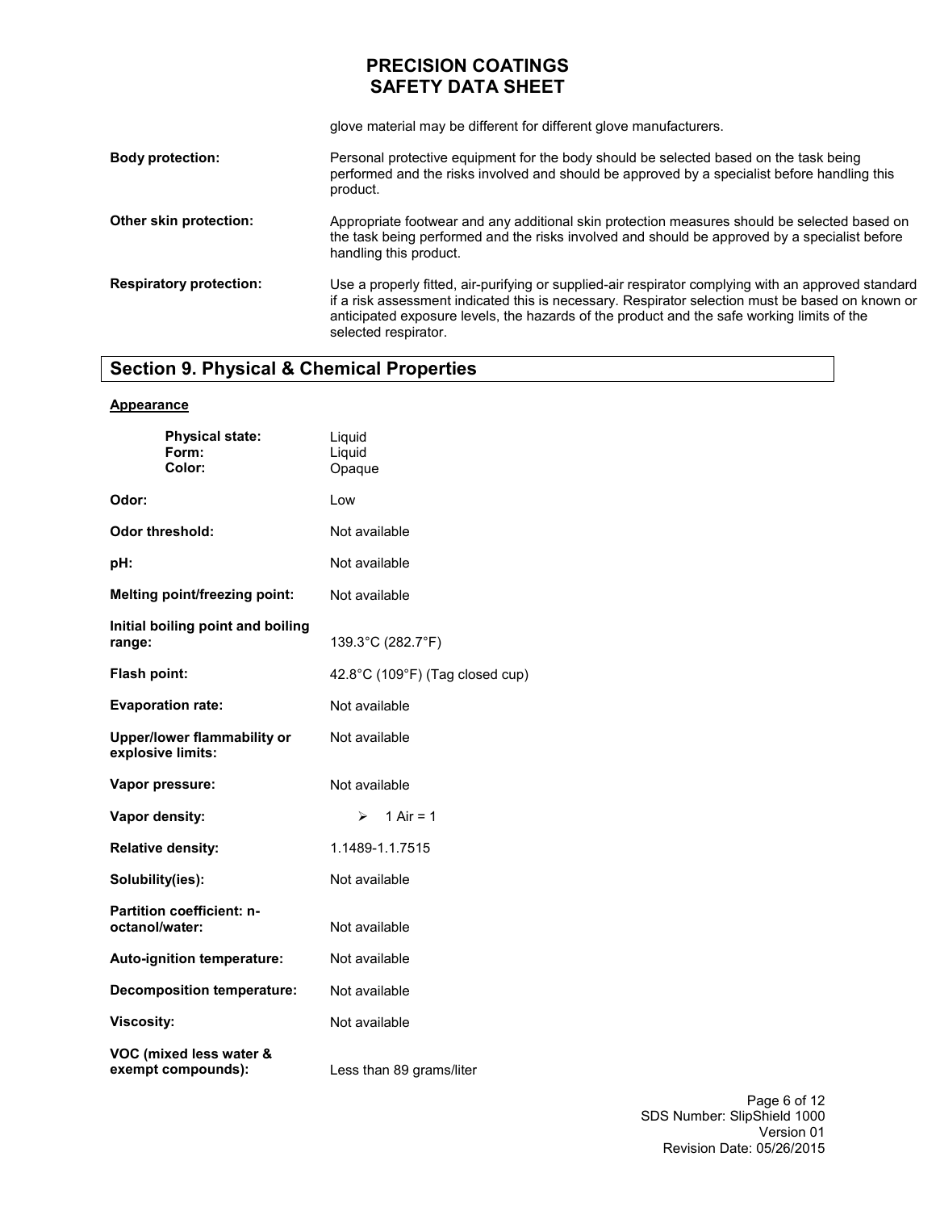glove material may be different for different glove manufacturers.

**Body protection:** Personal protective equipment for the body should be selected based on the task being performed and the risks involved and should be approved by a specialist before handling this product.

**Other skin protection:** Appropriate footwear and any additional skin protection measures should be selected based on the task being performed and the risks involved and should be approved by a specialist before handling this product.

**Respiratory protection:** Use a properly fitted, air-purifying or supplied-air respirator complying with an approved standard if a risk assessment indicated this is necessary. Respirator selection must be based on known or anticipated exposure levels, the hazards of the product and the safe working limits of the selected respirator.

## Section 9. Physical & Chemical Properties

**Appearance**

**Physical state:** Liquid
**Form:** Liquid
**Color:** Opaque

**Odor:** Low

**Odor threshold:** Not available

**pH:** Not available

**Melting point/freezing point:** Not available

**Initial boiling point and boiling range:** 139.3°C (282.7°F)

**Flash point:** 42.8°C (109°F) (Tag closed cup)

**Evaporation rate:** Not available

**Upper/lower flammability or explosive limits:** Not available

**Vapor pressure:** Not available

**Vapor density:** > 1 Air = 1

**Relative density:** 1.1489-1.1.7515

**Solubility(ies):** Not available

**Partition coefficient: n-octanol/water:** Not available

**Auto-ignition temperature:** Not available

**Decomposition temperature:** Not available

**Viscosity:** Not available

**VOC (mixed less water & exempt compounds):** Less than 89 grams/liter

SDS Number: SlipShield 1000
Version 01
Revision Date: 05/26/2015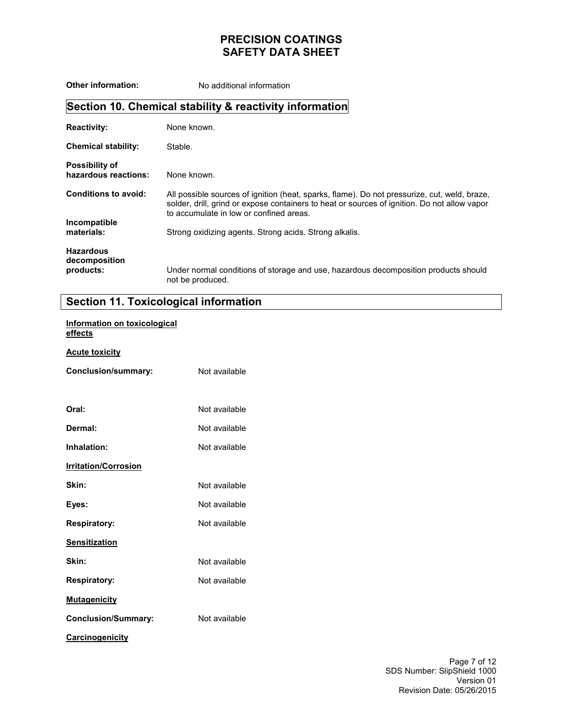**Other information:** No additional information

## Section 10. Chemical stability & reactivity information

**Reactivity:** None known.

**Chemical stability:** Stable.

**Possibility of hazardous reactions:** None known.

**Conditions to avoid:** All possible sources of ignition (heat, sparks, flame). Do not pressurize, cut, weld, braze, solder, drill, grind or expose containers to heat or sources of ignition. Do not allow vapor to accumulate in low or confined areas.

**Incompatible materials:** Strong oxidizing agents. Strong acids. Strong alkalis.

**Hazardous decomposition products:** Under normal conditions of storage and use, hazardous decomposition products should not be produced.

## Section 11. Toxicological information

**Information on toxicological effects**

**Acute toxicity**

**Conclusion/summary:** Not available

**Oral:** Not available

**Dermal:** Not available

**Inhalation:** Not available

**Irritation/Corrosion**

**Skin:** Not available

**Eyes:** Not available

**Respiratory:** Not available

**Sensitization**

**Skin:** Not available

**Respiratory:** Not available

**Mutagenicity**

**Conclusion/Summary:** Not available

**Carcinogenicity**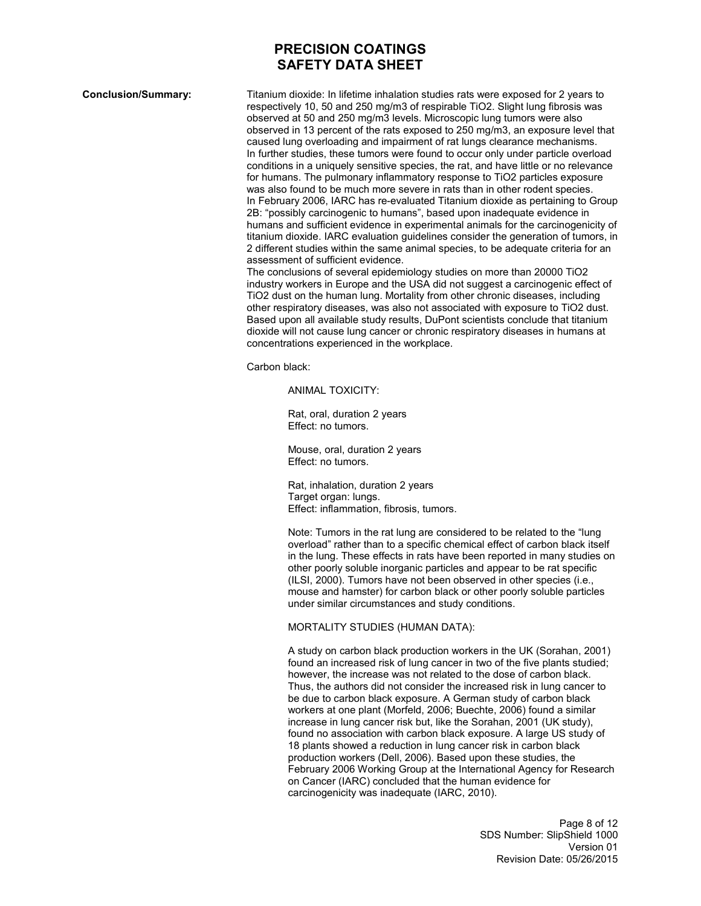**Conclusion/Summary:**

Titanium dioxide: In lifetime inhalation studies rats were exposed for 2 years to respectively 10, 50 and 250 mg/m3 of respirable $TiO_2$. Slight lung fibrosis was observed at 50 and 250 mg/m3 levels. Microscopic lung tumors were also observed in 13 percent of the rats exposed to 250 mg/m3, an exposure level that caused lung overloading and impairment of rat lungs clearance mechanisms. In further studies, these tumors were found to occur only under particle overload conditions in a uniquely sensitive species, the rat, and have little or no relevance for humans. The pulmonary inflammatory response to $TiO_2$ particles exposure was also found to be much more severe in rats than in other rodent species. In February 2006, IARC has re-evaluated Titanium dioxide as pertaining to Group 2B: "possibly carcinogenic to humans", based upon inadequate evidence in humans and sufficient evidence in experimental animals for the carcinogenicity of titanium dioxide. IARC evaluation guidelines consider the generation of tumors, in 2 different studies within the same animal species, to be adequate criteria for an assessment of sufficient evidence.

The conclusions of several epidemiology studies on more than 20000 $TiO_2$ industry workers in Europe and the USA did not suggest a carcinogenic effect of $TiO_2$ dust on the human lung. Mortality from other chronic diseases, including other respiratory diseases, was also not associated with exposure to $TiO_2$ dust. Based upon all available study results, DuPont scientists conclude that titanium dioxide will not cause lung cancer or chronic respiratory diseases in humans at concentrations experienced in the workplace.

Carbon black:

ANIMAL TOXICITY:

Rat, oral, duration 2 years
Effect: no tumors.

Mouse, oral, duration 2 years
Effect: no tumors.

Rat, inhalation, duration 2 years
Target organ: lungs.
Effect: inflammation, fibrosis, tumors.

Note: Tumors in the rat lung are considered to be related to the "lung overload" rather than to a specific chemical effect of carbon black itself in the lung. These effects in rats have been reported in many studies on other poorly soluble inorganic particles and appear to be rat specific (ILSI, 2000). Tumors have not been observed in other species (i.e., mouse and hamster) for carbon black or other poorly soluble particles under similar circumstances and study conditions.

MORTALITY STUDIES (HUMAN DATA):

A study on carbon black production workers in the UK (Sorahan, 2001) found an increased risk of lung cancer in two of the five plants studied; however, the increase was not related to the dose of carbon black. Thus, the authors did not consider the increased risk in lung cancer to be due to carbon black exposure. A German study of carbon black workers at one plant (Morfeld, 2006; Buechte, 2006) found a similar increase in lung cancer risk but, like the Sorahan, 2001 (UK study), found no association with carbon black exposure. A large US study of 18 plants showed a reduction in lung cancer risk in carbon black production workers (Dell, 2006). Based upon these studies, the February 2006 Working Group at the International Agency for Research on Cancer (IARC) concluded that the human evidence for carcinogenicity was inadequate (IARC, 2010).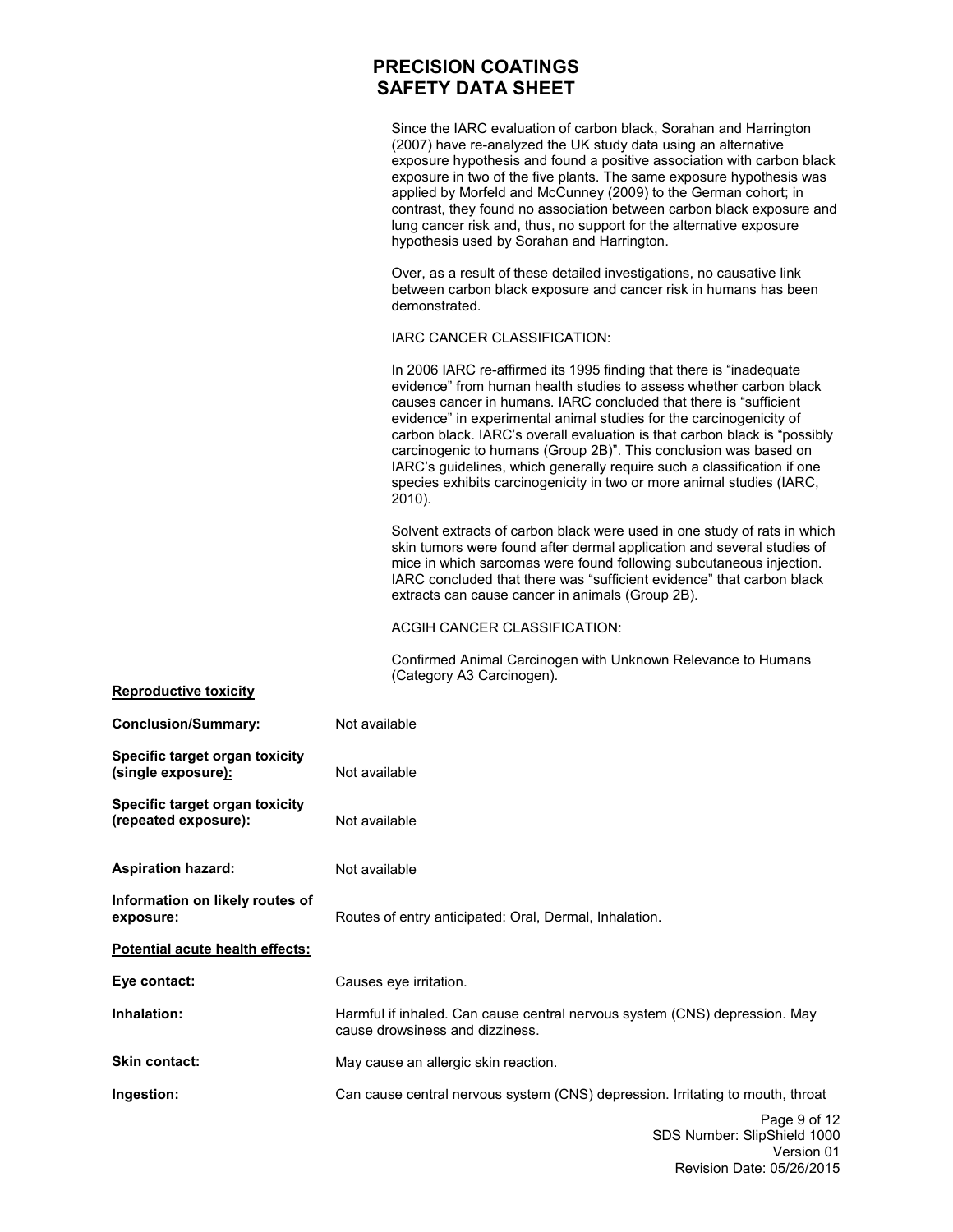Since the IARC evaluation of carbon black, Sorahan and Harrington (2007) have re-analyzed the UK study data using an alternative exposure hypothesis and found a positive association with carbon black exposure in two of the five plants. The same exposure hypothesis was applied by Morfeld and McCunney (2009) to the German cohort; in contrast, they found no association between carbon black exposure and lung cancer risk and, thus, no support for the alternative exposure hypothesis used by Sorahan and Harrington.

Over, as a result of these detailed investigations, no causative link between carbon black exposure and cancer risk in humans has been demonstrated.

IARC CANCER CLASSIFICATION:

In 2006 IARC re-affirmed its 1995 finding that there is "inadequate evidence" from human health studies to assess whether carbon black causes cancer in humans. IARC concluded that there is "sufficient evidence" in experimental animal studies for the carcinogenicity of carbon black. IARC's overall evaluation is that carbon black is "possibly carcinogenic to humans (Group 2B)". This conclusion was based on IARC's guidelines, which generally require such a classification if one species exhibits carcinogenicity in two or more animal studies (IARC, 2010).

Solvent extracts of carbon black were used in one study of rats in which skin tumors were found after dermal application and several studies of mice in which sarcomas were found following subcutaneous injection. IARC concluded that there was "sufficient evidence" that carbon black extracts can cause cancer in animals (Group 2B).

ACGIH CANCER CLASSIFICATION:

Confirmed Animal Carcinogen with Unknown Relevance to Humans (Category A3 Carcinogen).

**Reproductive toxicity**

**Conclusion/Summary:** Not available

**Specific target organ toxicity (single exposure):** Not available

**Specific target organ toxicity (repeated exposure):** Not available

**Aspiration hazard:** Not available

**Information on likely routes of exposure:** Routes of entry anticipated: Oral, Dermal, Inhalation.

**Potential acute health effects:**

**Eye contact:** Causes eye irritation.

**Inhalation:** Harmful if inhaled. Can cause central nervous system (CNS) depression. May cause drowsiness and dizziness.

**Skin contact:** May cause an allergic skin reaction.

**Ingestion:** Can cause central nervous system (CNS) depression. Irritating to mouth, throat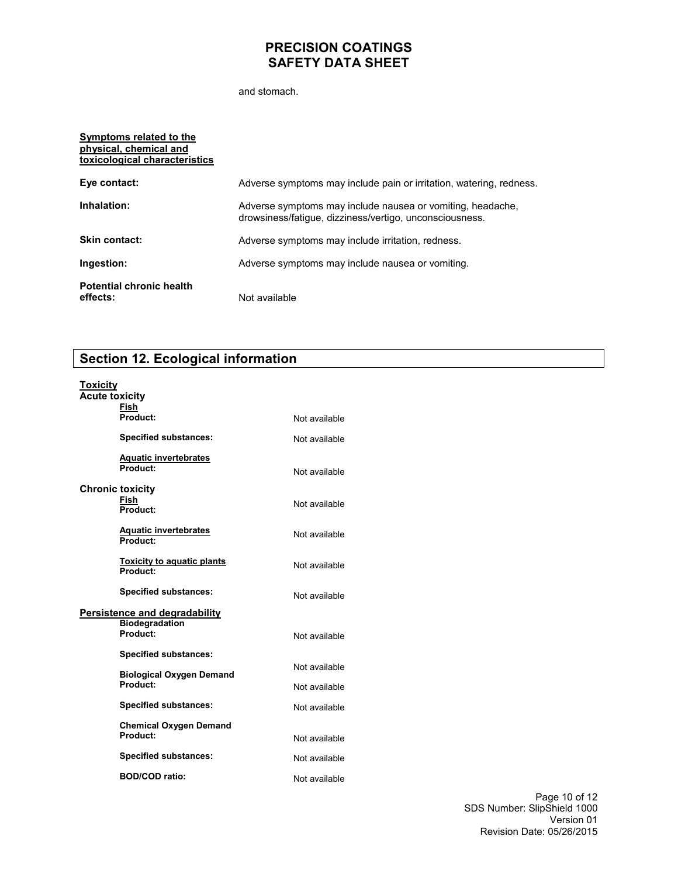and stomach.

**Symptoms related to the physical, chemical and toxicological characteristics**

**Eye contact:** Adverse symptoms may include pain or irritation, watering, redness.

**Inhalation:** Adverse symptoms may include nausea or vomiting, headache, drowsiness/fatigue, dizziness/vertigo, unconsciousness.

**Skin contact:** Adverse symptoms may include irritation, redness.

**Ingestion:** Adverse symptoms may include nausea or vomiting.

**Potential chronic health effects:** Not available

## Section 12. Ecological information

**Toxicity**

**Acute toxicity**

**Fish**

**Product:** Not available

**Specified substances:** Not available

**Aquatic invertebrates**

**Product:** Not available

**Chronic toxicity**

**Fish**

**Product:** Not available

**Aquatic invertebrates**

**Product:** Not available

**Toxicity to aquatic plants**

**Product:** Not available

**Specified substances:** Not available

**Persistence and degradability**

**Biodegradation**

**Product:** Not available

**Specified substances:** Not available

**Biological Oxygen Demand**

**Product:** Not available

**Specified substances:** Not available

**Chemical Oxygen Demand**

**Product:** Not available

**Specified substances:** Not available

**BOD/COD ratio:** Not available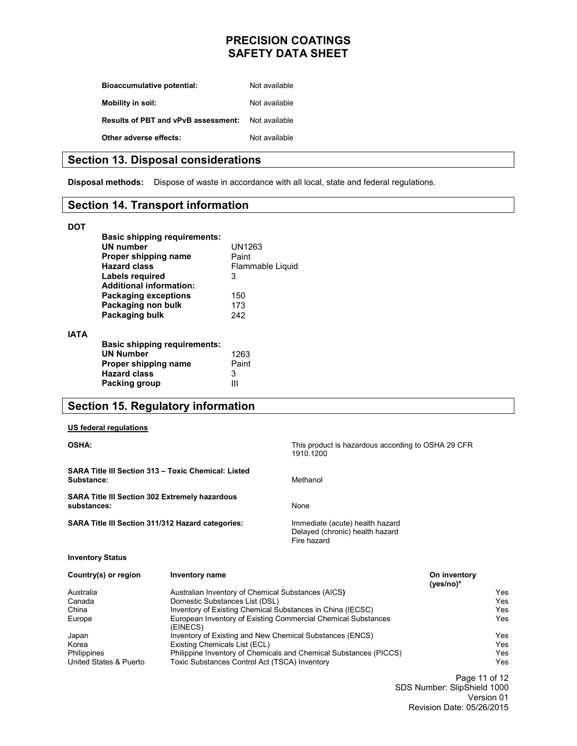| | |
|---|---|
| **Bioaccumulative potential:** | Not available |
| **Mobility in soil:** | Not available |
| **Results of PBT and vPvB assessment:** | Not available |
| **Other adverse effects:** | Not available |

## Section 13. Disposal considerations

**Disposal methods:** Dispose of waste in accordance with all local, state and federal regulations.

## Section 14. Transport information

**DOT**

| | |
|---|---|
| **Basic shipping requirements:** | |
| **UN number** | UN1263 |
| **Proper shipping name** | Paint |
| **Hazard class** | Flammable Liquid |
| **Labels required** | 3 |
| **Additional information:** | |
| **Packaging exceptions** | 150 |
| **Packaging non bulk** | 173 |
| **Packaging bulk** | 242 |

**IATA**

| | |
|---|---|
| **Basic shipping requirements:** | |
| **UN Number** | 1263 |
| **Proper shipping name** | Paint |
| **Hazard class** | 3 |
| **Packing group** | III |

## Section 15. Regulatory information

**US federal regulations**

| | |
|---|---|
| **OSHA:** | This product is hazardous according to OSHA 29 CFR 1910.1200 |
| **SARA Title III Section 313 – Toxic Chemical: Listed Substance:** | Methanol |
| **SARA Title III Section 302 Extremely hazardous substances:** | None |
| **SARA Title III Section 311/312 Hazard categories:** | Immediate (acute) health hazard<br>Delayed (chronic) health hazard<br>Fire hazard |

**Inventory Status**

| Country(s) or region | Inventory name | On inventory (yes/no)* |
|---|---|---|
| Australia | Australian Inventory of Chemical Substances (AICS) | Yes |
| Canada | Domestic Substances List (DSL) | Yes |
| China | Inventory of Existing Chemical Substances in China (IECSC) | Yes |
| Europe | European Inventory of Existing Commercial Chemical Substances (EINECS) | Yes |
| Japan | Inventory of Existing and New Chemical Substances (ENCS) | Yes |
| Korea | Existing Chemicals List (ECL) | Yes |
| Philippines | Philippine Inventory of Chemicals and Chemical Substances (PICCS) | Yes |
| United States & Puerto | Toxic Substances Control Act (TSCA) Inventory | Yes |

SDS Number: SlipShield 1000
Version 01
Revision Date: 05/26/2015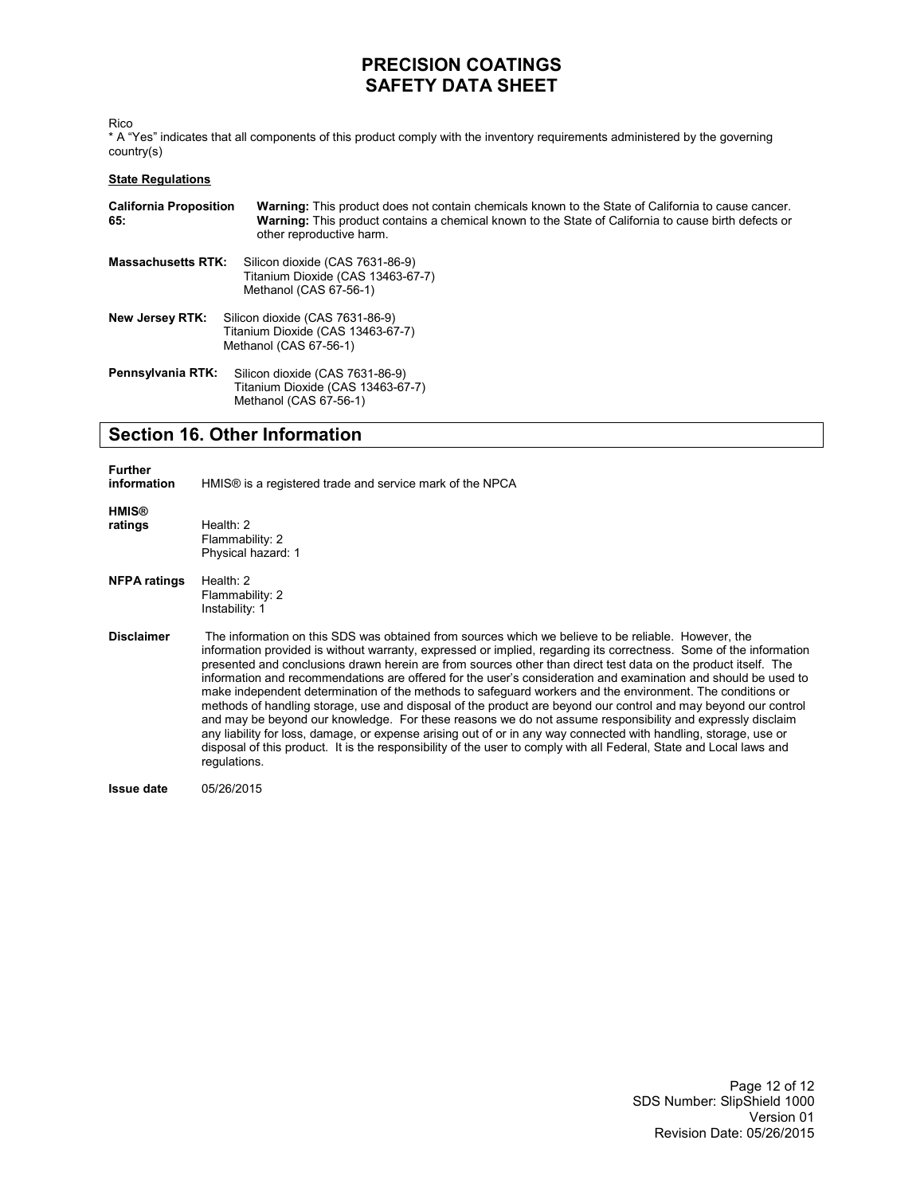Rico
* A "Yes" indicates that all components of this product comply with the inventory requirements administered by the governing country(s)

**State Regulations**

**California Proposition 65:** **Warning:** This product does not contain chemicals known to the State of California to cause cancer. **Warning:** This product contains a chemical known to the State of California to cause birth defects or other reproductive harm.

**Massachusetts RTK:** Silicon dioxide (CAS 7631-86-9)
Titanium Dioxide (CAS 13463-67-7)
Methanol (CAS 67-56-1)

**New Jersey RTK:** Silicon dioxide (CAS 7631-86-9)
Titanium Dioxide (CAS 13463-67-7)
Methanol (CAS 67-56-1)

**Pennsylvania RTK:** Silicon dioxide (CAS 7631-86-9)
Titanium Dioxide (CAS 13463-67-7)
Methanol (CAS 67-56-1)

## Section 16. Other Information

**Further information** HMIS® is a registered trade and service mark of the NPCA

**HMIS® ratings** Health: 2
Flammability: 2
Physical hazard: 1

**NFPA ratings** Health: 2
Flammability: 2
Instability: 1

**Disclaimer** The information on this SDS was obtained from sources which we believe to be reliable. However, the information provided is without warranty, expressed or implied, regarding its correctness. Some of the information presented and conclusions drawn herein are from sources other than direct test data on the product itself. The information and recommendations are offered for the user's consideration and examination and should be used to make independent determination of the methods to safeguard workers and the environment. The conditions or methods of handling storage, use and disposal of the product are beyond our control and may beyond our control and may be beyond our knowledge. For these reasons we do not assume responsibility and expressly disclaim any liability for loss, damage, or expense arising out of or in any way connected with handling, storage, use or disposal of this product. It is the responsibility of the user to comply with all Federal, State and Local laws and regulations.

**Issue date** 05/26/2015